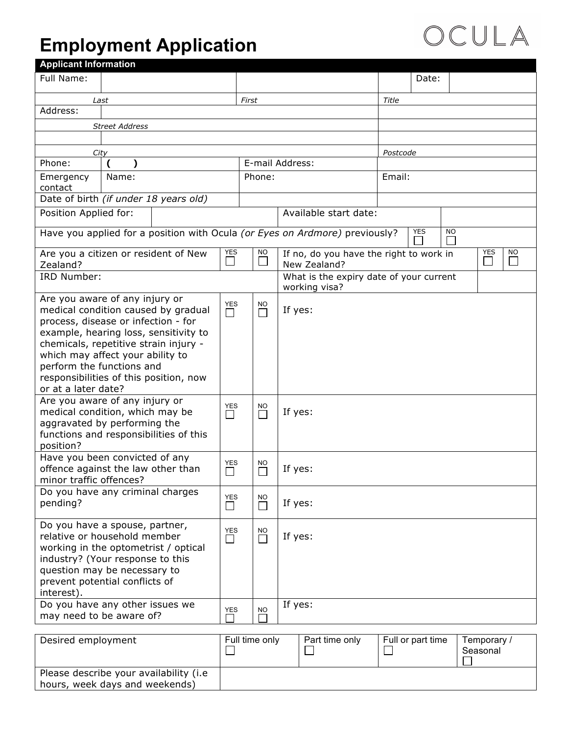# Employment Application

OCULA

**Applicant Information**

| | | | | |
|---|---|---|---|---|
| Full Name: | | | | Date: |
| | *Last* | *First* | *Title* | |
| Address: | | | | |
| | *Street Address* | | | |
| | | | | |
| | *City* | | *Postcode* | |
| Phone: | ( ) | E-mail Address: | | |
| Emergency contact | Name: | Phone: | Email: | |
| Date of birth *(if under 18 years old)* | | | | |
| Position Applied for: | | Available start date: | | |

| | | |
|---|---|---|
| Have you applied for a position with Ocula *(or Eyes on Ardmore)* previously? | YES ☐ | NO ☐ |

| | | | | | |
|---|---|---|---|---|---|
| Are you a citizen or resident of New Zealand? | YES ☐ | NO ☐ | If no, do you have the right to work in New Zealand? | YES ☐ | NO ☐ |
| IRD Number: | | | What is the expiry date of your current working visa? | | |

| | | | |
|---|---|---|---|
| Are you aware of any injury or medical condition caused by gradual process, disease or infection - for example, hearing loss, sensitivity to chemicals, repetitive strain injury - which may affect your ability to perform the functions and responsibilities of this position, now or at a later date? | YES ☐ | NO ☐ | If yes: |
| Are you aware of any injury or medical condition, which may be aggravated by performing the functions and responsibilities of this position? | YES ☐ | NO ☐ | If yes: |
| Have you been convicted of any offence against the law other than minor traffic offences? | YES ☐ | NO ☐ | If yes: |
| Do you have any criminal charges pending? | YES ☐ | NO ☐ | If yes: |
| Do you have a spouse, partner, relative or household member working in the optometrist / optical industry? (Your response to this question may be necessary to prevent potential conflicts of interest). | YES ☐ | NO ☐ | If yes: |
| Do you have any other issues we may need to be aware of? | YES ☐ | NO ☐ | If yes: |

| | | | | |
|---|---|---|---|---|
| Desired employment | Full time only ☐ | Part time only ☐ | Full or part time ☐ | Temporary / Seasonal ☐ |
| Please describe your availability (i.e hours, week days and weekends) | | | | |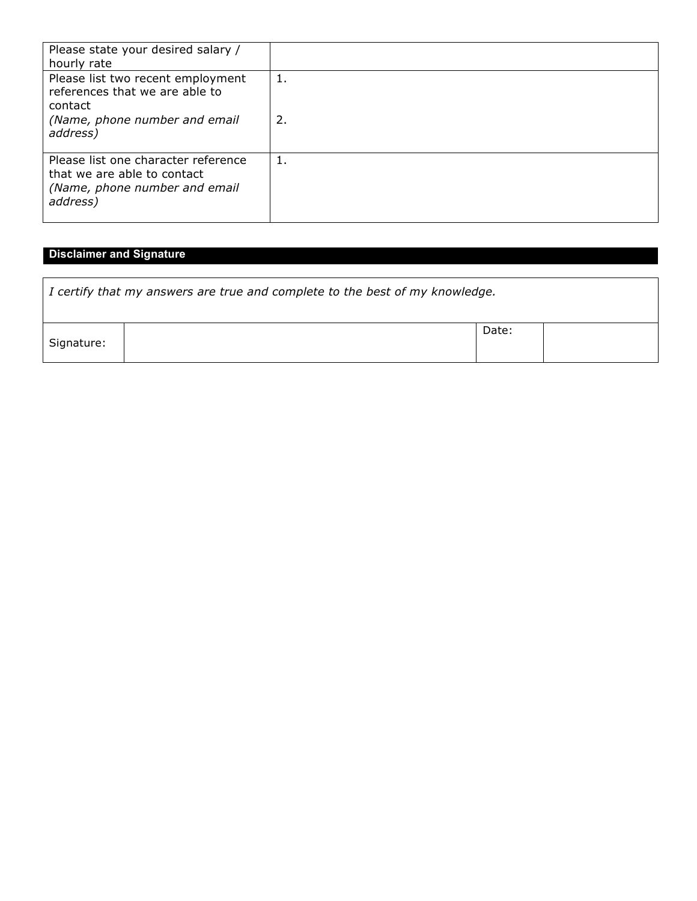| Please state your desired salary / hourly rate | |
|---|---|
| Please list two recent employment references that we are able to contact *(Name, phone number and email address)* | 1.<br><br>2. |
| Please list one character reference that we are able to contact *(Name, phone number and email address)* | 1. |

## Disclaimer and Signature

| *I certify that my answers are true and complete to the best of my knowledge.* | | | |
|---|---|---|---|
| Signature: | | Date: | |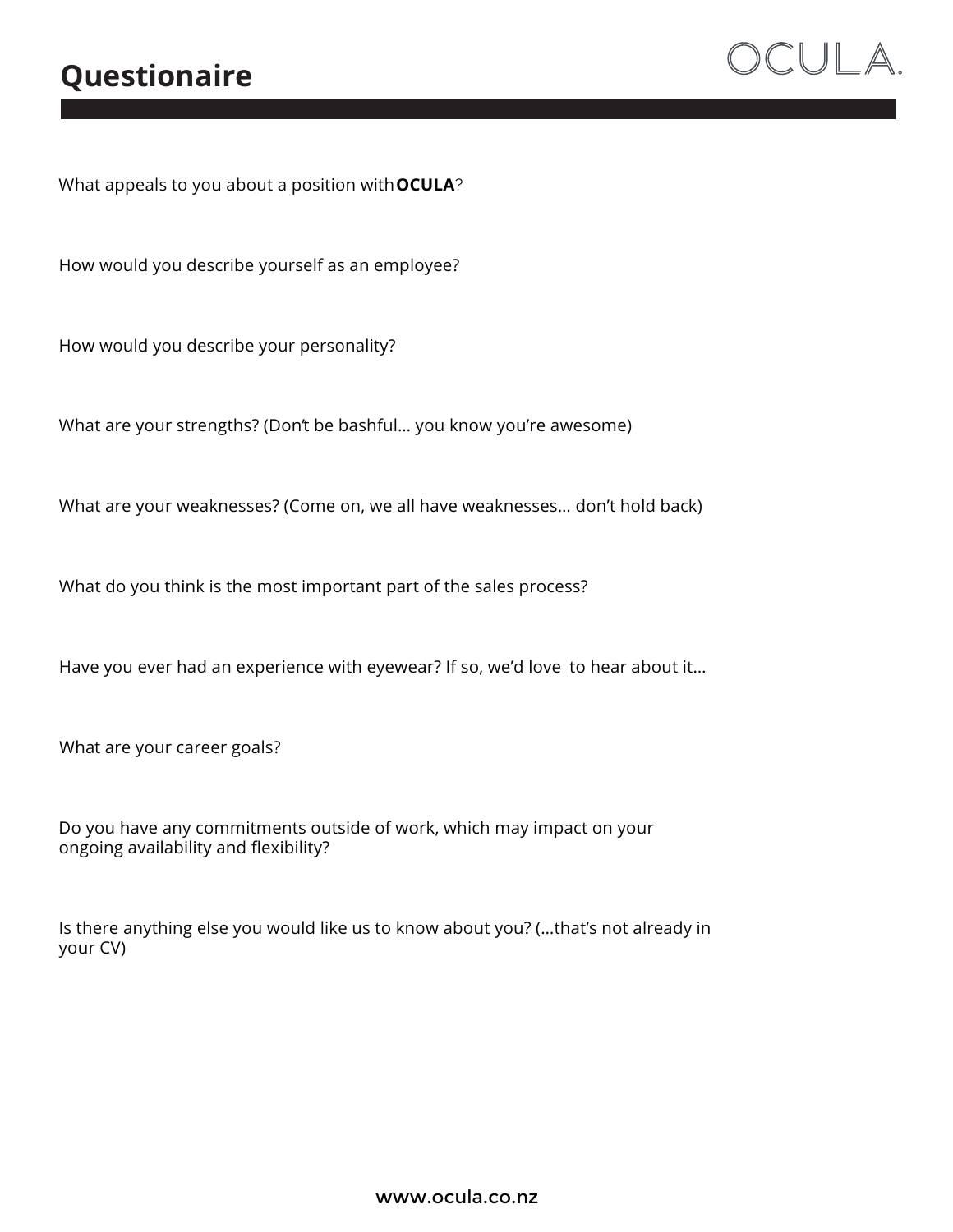# Questionaire

OCULA.

What appeals to you about a position with **OCULA**?

How would you describe yourself as an employee?

How would you describe your personality?

What are your strengths? (Don't be bashful… you know you're awesome)

What are your weaknesses? (Come on, we all have weaknesses… don't hold back)

What do you think is the most important part of the sales process?

Have you ever had an experience with eyewear? If so, we'd love to hear about it…

What are your career goals?

Do you have any commitments outside of work, which may impact on your ongoing availability and flexibility?

Is there anything else you would like us to know about you? (…that's not already in your CV)

www.ocula.co.nz